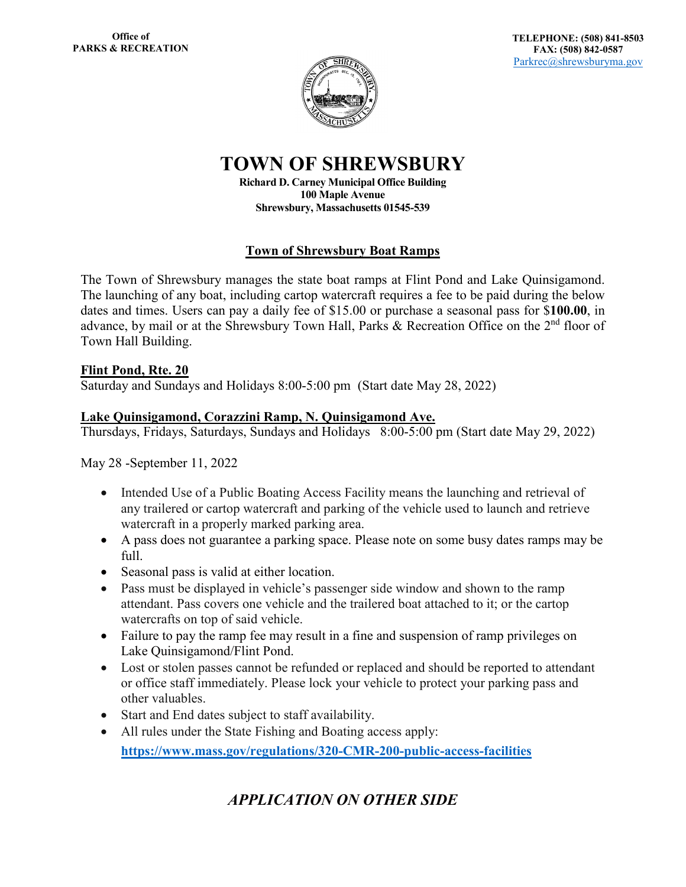**Office of**
**PARKS & RECREATION**

**TELEPHONE: (508) 841-8503**
**FAX: (508) 842-0587**
Parkrec@shrewsburyma.gov

# TOWN OF SHREWSBURY

**Richard D. Carney Municipal Office Building**
**100 Maple Avenue**
**Shrewsbury, Massachusetts 01545-539**

## Town of Shrewsbury Boat Ramps

The Town of Shrewsbury manages the state boat ramps at Flint Pond and Lake Quinsigamond. The launching of any boat, including cartop watercraft requires a fee to be paid during the below dates and times. Users can pay a daily fee of $15.00 or purchase a seasonal pass for $**100.00**, in advance, by mail or at the Shrewsbury Town Hall, Parks & Recreation Office on the 2nd floor of Town Hall Building.

**Flint Pond, Rte. 20**
Saturday and Sundays and Holidays 8:00-5:00 pm (Start date May 28, 2022)

**Lake Quinsigamond, Corazzini Ramp, N. Quinsigamond Ave.**
Thursdays, Fridays, Saturdays, Sundays and Holidays 8:00-5:00 pm (Start date May 29, 2022)

May 28 -September 11, 2022

- Intended Use of a Public Boating Access Facility means the launching and retrieval of any trailered or cartop watercraft and parking of the vehicle used to launch and retrieve watercraft in a properly marked parking area.
- A pass does not guarantee a parking space. Please note on some busy dates ramps may be full.
- Seasonal pass is valid at either location.
- Pass must be displayed in vehicle's passenger side window and shown to the ramp attendant. Pass covers one vehicle and the trailered boat attached to it; or the cartop watercrafts on top of said vehicle.
- Failure to pay the ramp fee may result in a fine and suspension of ramp privileges on Lake Quinsigamond/Flint Pond.
- Lost or stolen passes cannot be refunded or replaced and should be reported to attendant or office staff immediately. Please lock your vehicle to protect your parking pass and other valuables.
- Start and End dates subject to staff availability.
- All rules under the State Fishing and Boating access apply: **https://www.mass.gov/regulations/320-CMR-200-public-access-facilities**

*APPLICATION ON OTHER SIDE*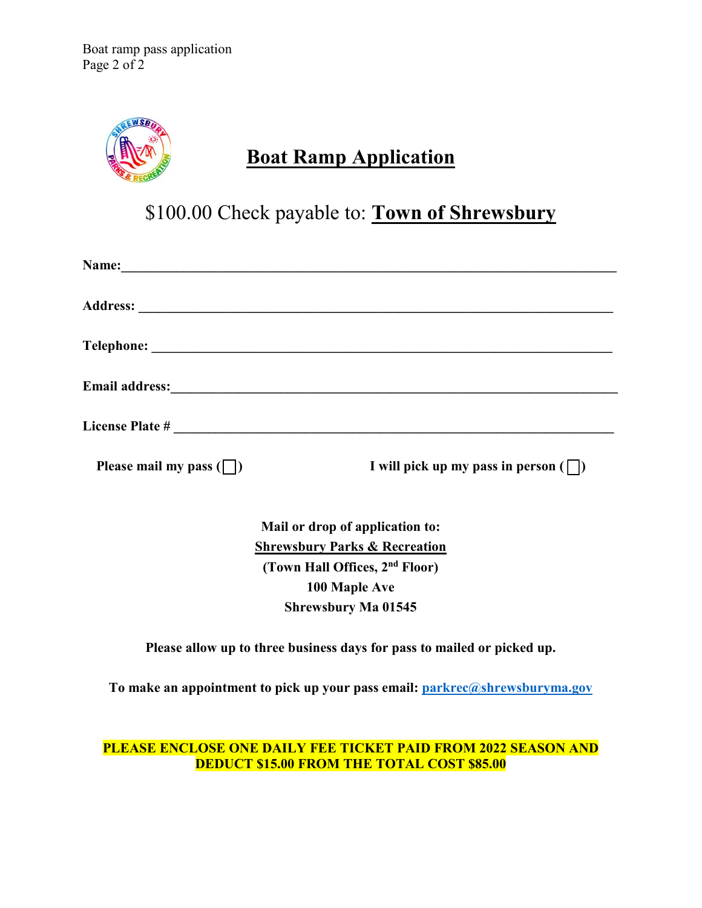# Boat Ramp Application

$100.00 Check payable to: **Town of Shrewsbury**

**Name:**\_\_\_\_\_\_\_\_\_\_\_\_\_\_\_\_\_\_\_\_\_\_\_\_\_\_\_\_\_\_\_\_\_\_\_\_\_\_\_\_\_\_\_\_

**Address:** \_\_\_\_\_\_\_\_\_\_\_\_\_\_\_\_\_\_\_\_\_\_\_\_\_\_\_\_\_\_\_\_\_\_\_\_\_\_\_\_\_\_\_\_

**Telephone:** \_\_\_\_\_\_\_\_\_\_\_\_\_\_\_\_\_\_\_\_\_\_\_\_\_\_\_\_\_\_\_\_\_\_\_\_\_\_\_\_\_\_\_\_

**Email address:**\_\_\_\_\_\_\_\_\_\_\_\_\_\_\_\_\_\_\_\_\_\_\_\_\_\_\_\_\_\_\_\_\_\_\_\_\_\_\_\_\_\_\_\_

**License Plate #** \_\_\_\_\_\_\_\_\_\_\_\_\_\_\_\_\_\_\_\_\_\_\_\_\_\_\_\_\_\_\_\_\_\_\_\_\_\_\_\_\_\_\_\_

**Please mail my pass (☐)** **I will pick up my pass in person (☐)**

**Mail or drop of application to:**
**Shrewsbury Parks & Recreation**
**(Town Hall Offices, 2nd Floor)**
**100 Maple Ave**
**Shrewsbury Ma 01545**

**Please allow up to three business days for pass to mailed or picked up.**

**To make an appointment to pick up your pass email: parkrec@shrewsburyma.gov**

**PLEASE ENCLOSE ONE DAILY FEE TICKET PAID FROM 2022 SEASON AND DEDUCT $15.00 FROM THE TOTAL COST $85.00**